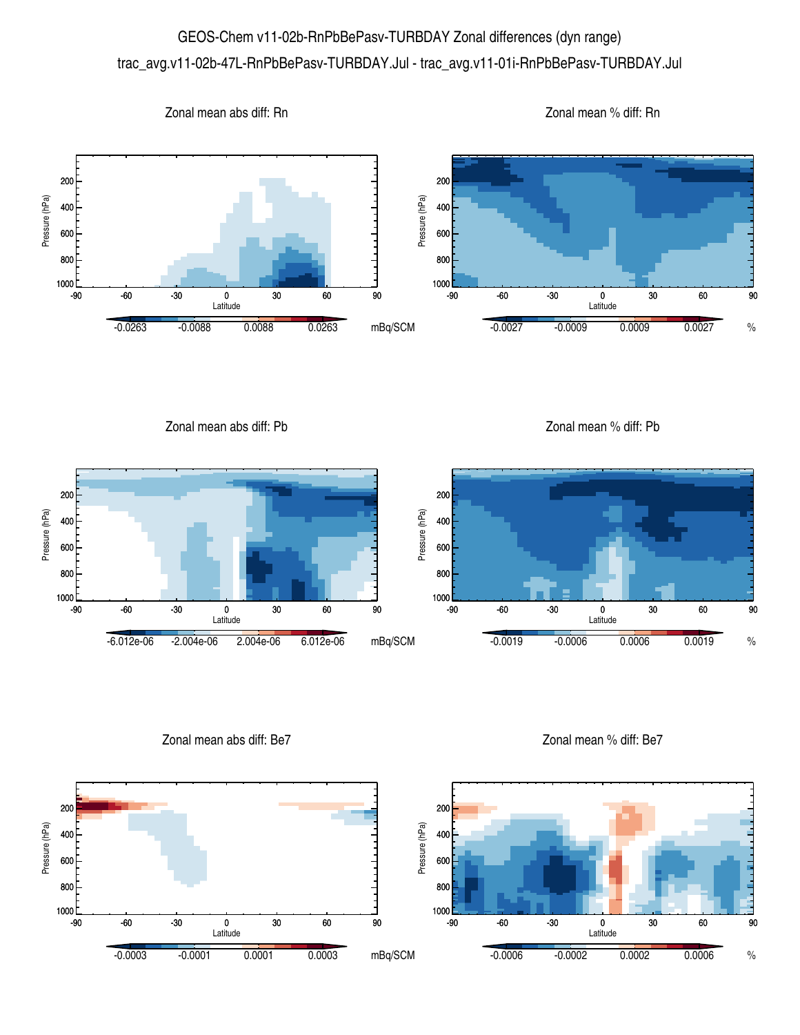# GEOS-Chem v11-02b-RnPbBePasv-TURBDAY Zonal differences (dyn range)

trac_avg.v11-02b-47L-RnPbBePasv-TURBDAY.Jul - trac_avg.v11-01i-RnPbBePasv-TURBDAY.Jul

### Zonal mean abs diff: Rn

Pressure (hPa) vs Latitude; colorbar: -0.0263, -0.0088, 0.0088, 0.0263 mBq/SCM

### Zonal mean % diff: Rn

Pressure (hPa) vs Latitude; colorbar: -0.0027, -0.0009, 0.0009, 0.0027 %

### Zonal mean abs diff: Pb

Pressure (hPa) vs Latitude; colorbar: -6.012e-06, -2.004e-06, 2.004e-06, 6.012e-06 mBq/SCM

### Zonal mean % diff: Pb

Pressure (hPa) vs Latitude; colorbar: -0.0019, -0.0006, 0.0006, 0.0019 %

### Zonal mean abs diff: Be7

Pressure (hPa) vs Latitude; colorbar: -0.0003, -0.0001, 0.0001, 0.0003 mBq/SCM

### Zonal mean % diff: Be7

Pressure (hPa) vs Latitude; colorbar: -0.0006, -0.0002, 0.0002, 0.0006 %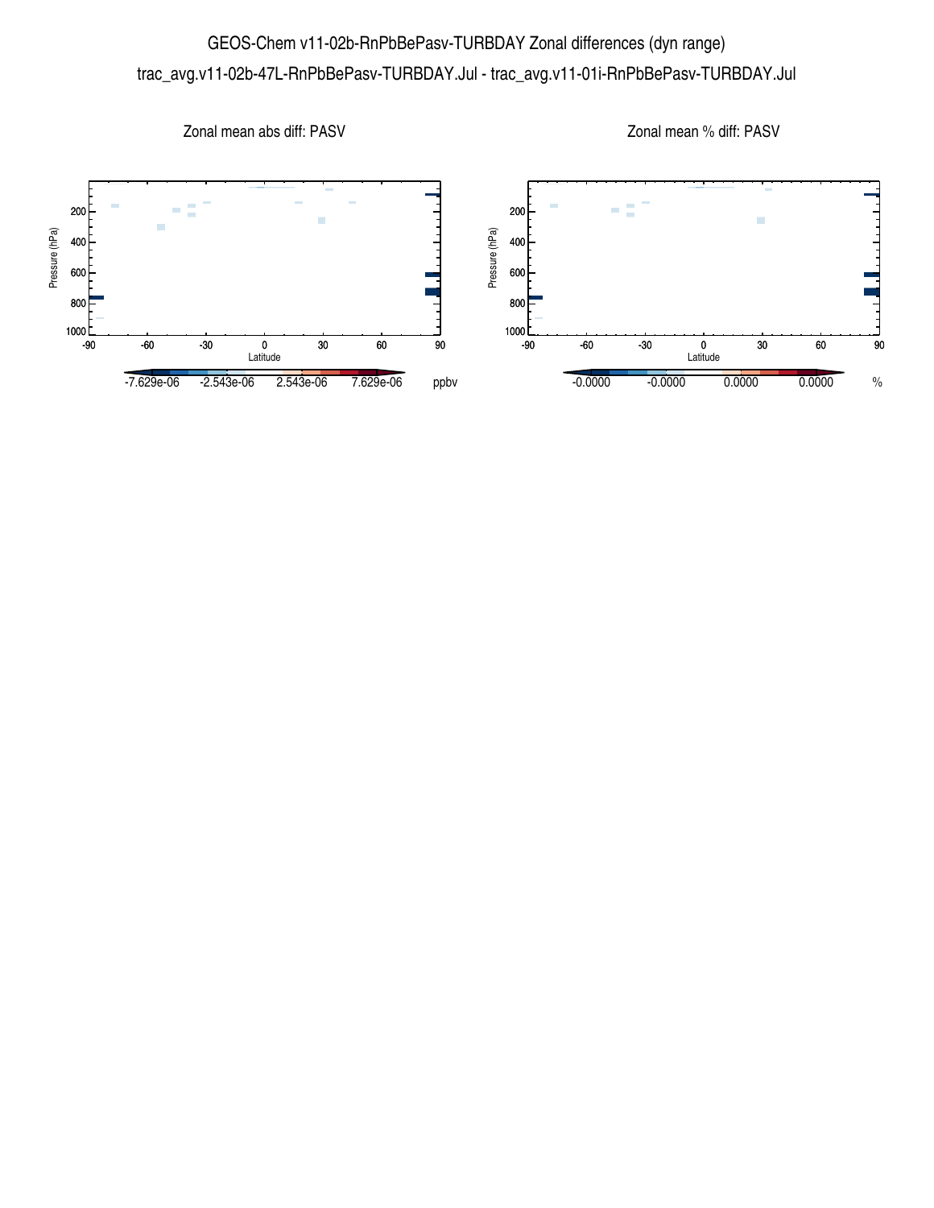GEOS-Chem v11-02b-RnPbBePasv-TURBDAY Zonal differences (dyn range)

trac_avg.v11-02b-47L-RnPbBePasv-TURBDAY.Jul - trac_avg.v11-01i-RnPbBePasv-TURBDAY.Jul

Zonal mean abs diff: PASV

Pressure (hPa)

200
400
600
800
1000

-90 -60 -30 0 30 60 90

Latitude

-7.629e-06 -2.543e-06 2.543e-06 7.629e-06 ppbv

Zonal mean % diff: PASV

Pressure (hPa)

200
400
600
800
1000

-90 -60 -30 0 30 60 90

Latitude

-0.0000 -0.0000 0.0000 0.0000 %